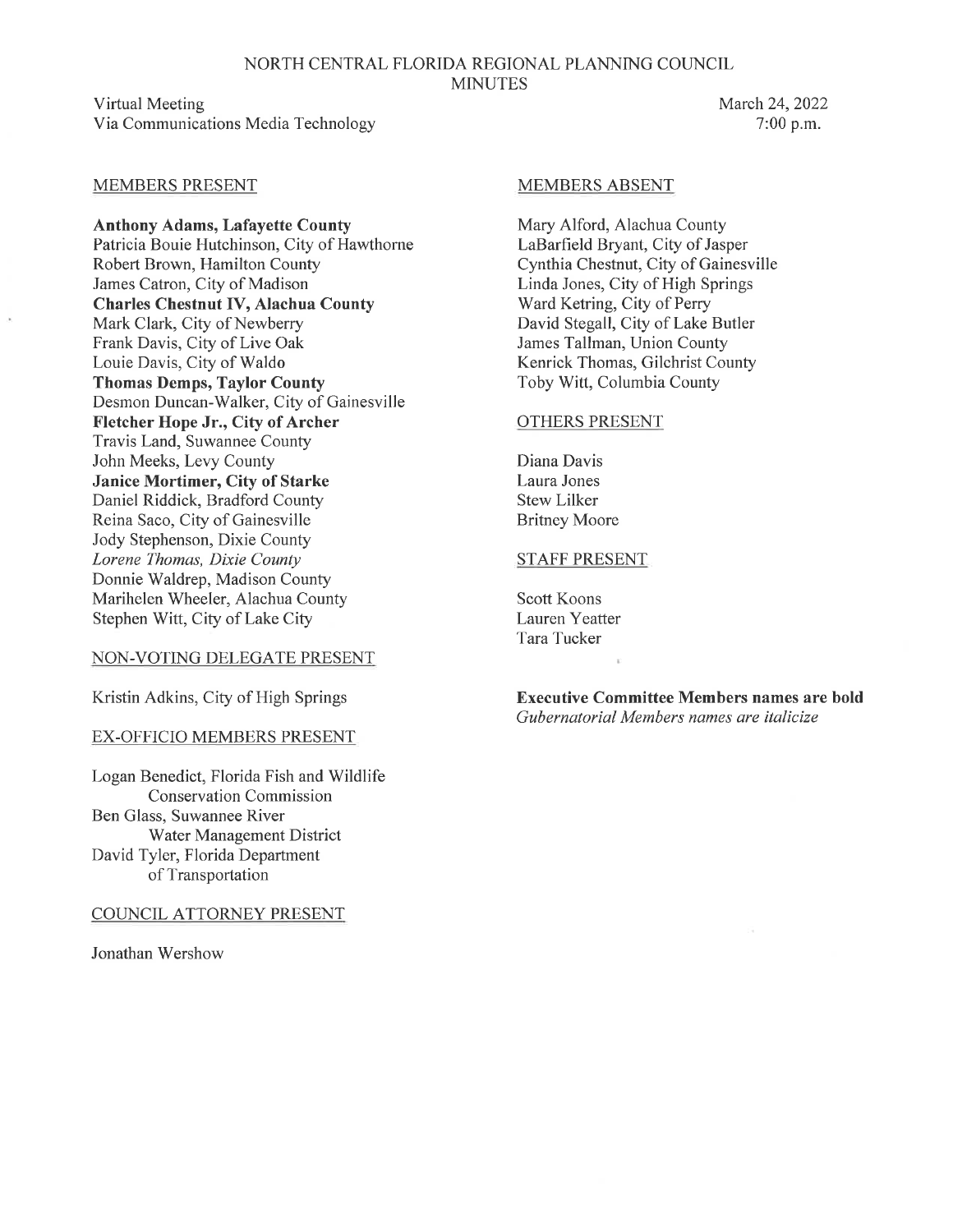# NORTH CENTRAL FLORIDA REGIONAL PLANNING COUNCIL
## MINUTES

Virtual Meeting
Via Communications Media Technology

March 24, 2022
7:00 p.m.

### MEMBERS PRESENT

**Anthony Adams, Lafayette County**
Patricia Bouie Hutchinson, City of Hawthorne
Robert Brown, Hamilton County
James Catron, City of Madison
**Charles Chestnut IV, Alachua County**
Mark Clark, City of Newberry
Frank Davis, City of Live Oak
Louie Davis, City of Waldo
**Thomas Demps, Taylor County**
Desmon Duncan-Walker, City of Gainesville
**Fletcher Hope Jr., City of Archer**
Travis Land, Suwannee County
John Meeks, Levy County
**Janice Mortimer, City of Starke**
Daniel Riddick, Bradford County
Reina Saco, City of Gainesville
Jody Stephenson, Dixie County
*Lorene Thomas, Dixie County*
Donnie Waldrep, Madison County
Marihelen Wheeler, Alachua County
Stephen Witt, City of Lake City

### NON-VOTING DELEGATE PRESENT

Kristin Adkins, City of High Springs

### EX-OFFICIO MEMBERS PRESENT

Logan Benedict, Florida Fish and Wildlife Conservation Commission
Ben Glass, Suwannee River Water Management District
David Tyler, Florida Department of Transportation

### COUNCIL ATTORNEY PRESENT

Jonathan Wershow

### MEMBERS ABSENT

Mary Alford, Alachua County
LaBarfield Bryant, City of Jasper
Cynthia Chestnut, City of Gainesville
Linda Jones, City of High Springs
Ward Ketring, City of Perry
David Stegall, City of Lake Butler
James Tallman, Union County
Kenrick Thomas, Gilchrist County
Toby Witt, Columbia County

### OTHERS PRESENT

Diana Davis
Laura Jones
Stew Lilker
Britney Moore

### STAFF PRESENT

Scott Koons
Lauren Yeatter
Tara Tucker

**Executive Committee Members names are bold**
*Gubernatorial Members names are italicize*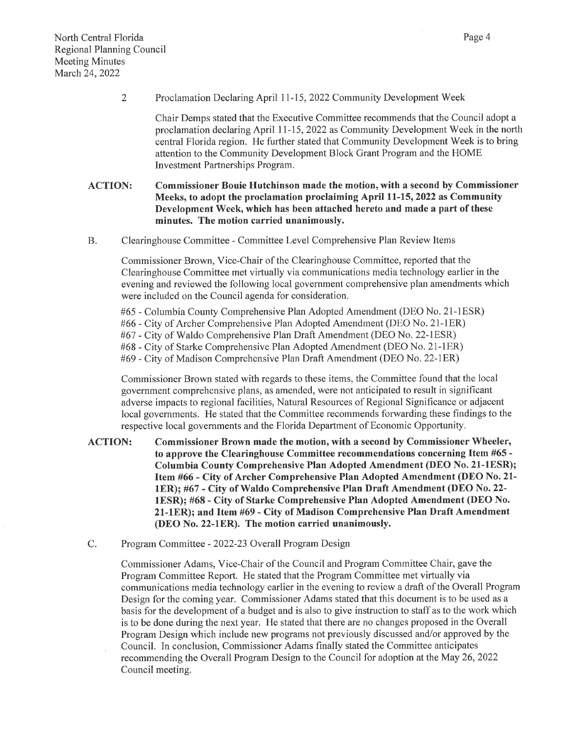2 Proclamation Declaring April 11-15, 2022 Community Development Week

Chair Demps stated that the Executive Committee recommends that the Council adopt a proclamation declaring April 11-15, 2022 as Community Development Week in the north central Florida region. He further stated that Community Development Week is to bring attention to the Community Development Block Grant Program and the HOME Investment Partnerships Program.

**ACTION: Commissioner Bouie Hutchinson made the motion, with a second by Commissioner Meeks, to adopt the proclamation proclaiming April 11-15, 2022 as Community Development Week, which has been attached hereto and made a part of these minutes. The motion carried unanimously.**

B. Clearinghouse Committee - Committee Level Comprehensive Plan Review Items

Commissioner Brown, Vice-Chair of the Clearinghouse Committee, reported that the Clearinghouse Committee met virtually via communications media technology earlier in the evening and reviewed the following local government comprehensive plan amendments which were included on the Council agenda for consideration.

#65 - Columbia County Comprehensive Plan Adopted Amendment (DEO No. 21-1ESR)
#66 - City of Archer Comprehensive Plan Adopted Amendment (DEO No. 21-1ER)
#67 - City of Waldo Comprehensive Plan Draft Amendment (DEO No. 22-1ESR)
#68 - City of Starke Comprehensive Plan Adopted Amendment (DEO No. 21-1ER)
#69 - City of Madison Comprehensive Plan Draft Amendment (DEO No. 22-1ER)

Commissioner Brown stated with regards to these items, the Committee found that the local government comprehensive plans, as amended, were not anticipated to result in significant adverse impacts to regional facilities, Natural Resources of Regional Significance or adjacent local governments. He stated that the Committee recommends forwarding these findings to the respective local governments and the Florida Department of Economic Opportunity.

**ACTION: Commissioner Brown made the motion, with a second by Commissioner Wheeler, to approve the Clearinghouse Committee recommendations concerning Item #65 - Columbia County Comprehensive Plan Adopted Amendment (DEO No. 21-1ESR); Item #66 - City of Archer Comprehensive Plan Adopted Amendment (DEO No. 21-1ER); #67 - City of Waldo Comprehensive Plan Draft Amendment (DEO No. 22-1ESR); #68 - City of Starke Comprehensive Plan Adopted Amendment (DEO No. 21-1ER); and Item #69 - City of Madison Comprehensive Plan Draft Amendment (DEO No. 22-1ER). The motion carried unanimously.**

C. Program Committee - 2022-23 Overall Program Design

Commissioner Adams, Vice-Chair of the Council and Program Committee Chair, gave the Program Committee Report. He stated that the Program Committee met virtually via communications media technology earlier in the evening to review a draft of the Overall Program Design for the coming year. Commissioner Adams stated that this document is to be used as a basis for the development of a budget and is also to give instruction to staff as to the work which is to be done during the next year. He stated that there are no changes proposed in the Overall Program Design which include new programs not previously discussed and/or approved by the Council. In conclusion, Commissioner Adams finally stated the Committee anticipates recommending the Overall Program Design to the Council for adoption at the May 26, 2022 Council meeting.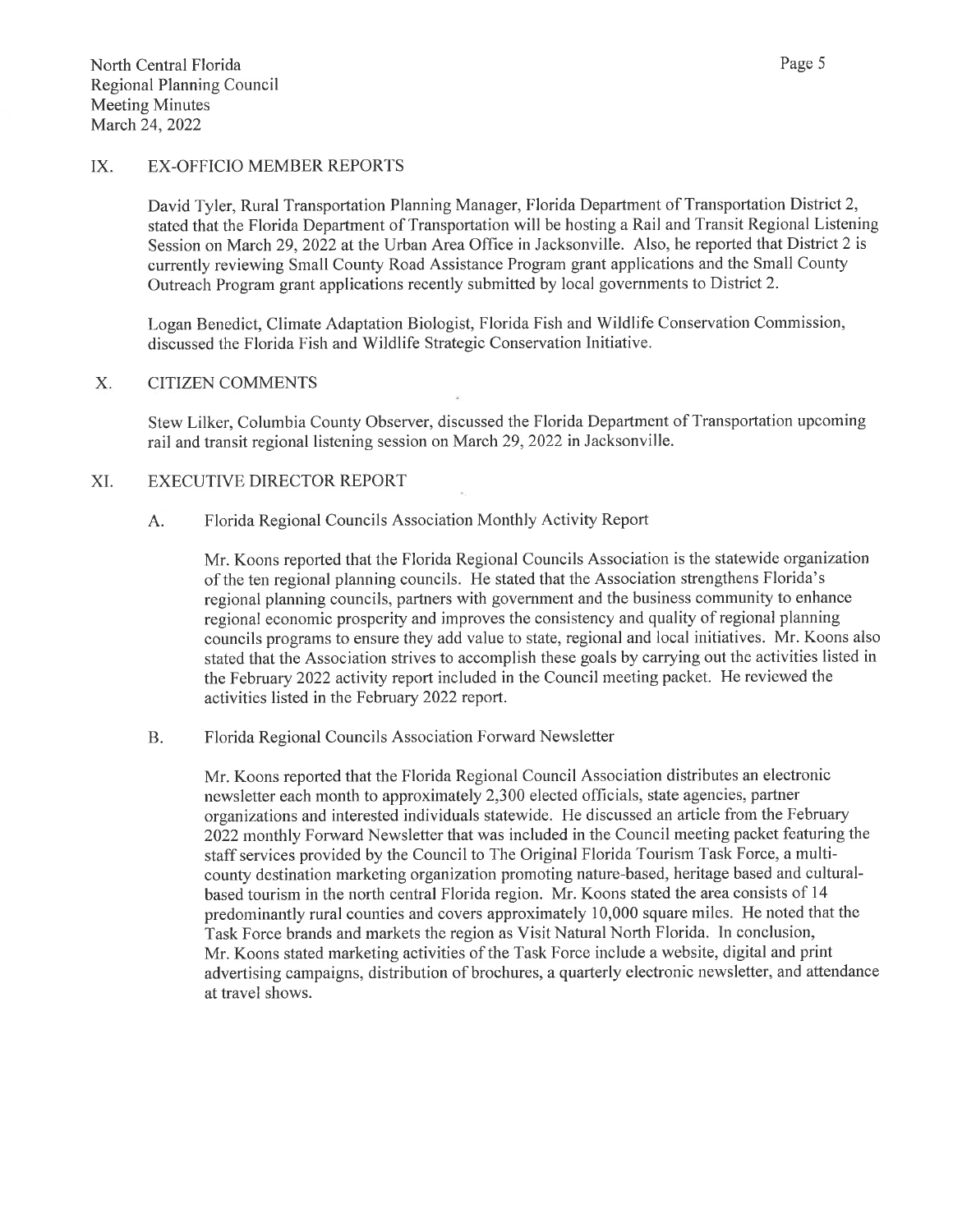## IX. EX-OFFICIO MEMBER REPORTS

David Tyler, Rural Transportation Planning Manager, Florida Department of Transportation District 2, stated that the Florida Department of Transportation will be hosting a Rail and Transit Regional Listening Session on March 29, 2022 at the Urban Area Office in Jacksonville. Also, he reported that District 2 is currently reviewing Small County Road Assistance Program grant applications and the Small County Outreach Program grant applications recently submitted by local governments to District 2.

Logan Benedict, Climate Adaptation Biologist, Florida Fish and Wildlife Conservation Commission, discussed the Florida Fish and Wildlife Strategic Conservation Initiative.

## X. CITIZEN COMMENTS

Stew Lilker, Columbia County Observer, discussed the Florida Department of Transportation upcoming rail and transit regional listening session on March 29, 2022 in Jacksonville.

## XI. EXECUTIVE DIRECTOR REPORT

### A. Florida Regional Councils Association Monthly Activity Report

Mr. Koons reported that the Florida Regional Councils Association is the statewide organization of the ten regional planning councils. He stated that the Association strengthens Florida's regional planning councils, partners with government and the business community to enhance regional economic prosperity and improves the consistency and quality of regional planning councils programs to ensure they add value to state, regional and local initiatives. Mr. Koons also stated that the Association strives to accomplish these goals by carrying out the activities listed in the February 2022 activity report included in the Council meeting packet. He reviewed the activities listed in the February 2022 report.

### B. Florida Regional Councils Association Forward Newsletter

Mr. Koons reported that the Florida Regional Council Association distributes an electronic newsletter each month to approximately 2,300 elected officials, state agencies, partner organizations and interested individuals statewide. He discussed an article from the February 2022 monthly Forward Newsletter that was included in the Council meeting packet featuring the staff services provided by the Council to The Original Florida Tourism Task Force, a multi-county destination marketing organization promoting nature-based, heritage based and cultural-based tourism in the north central Florida region. Mr. Koons stated the area consists of 14 predominantly rural counties and covers approximately 10,000 square miles. He noted that the Task Force brands and markets the region as Visit Natural North Florida. In conclusion, Mr. Koons stated marketing activities of the Task Force include a website, digital and print advertising campaigns, distribution of brochures, a quarterly electronic newsletter, and attendance at travel shows.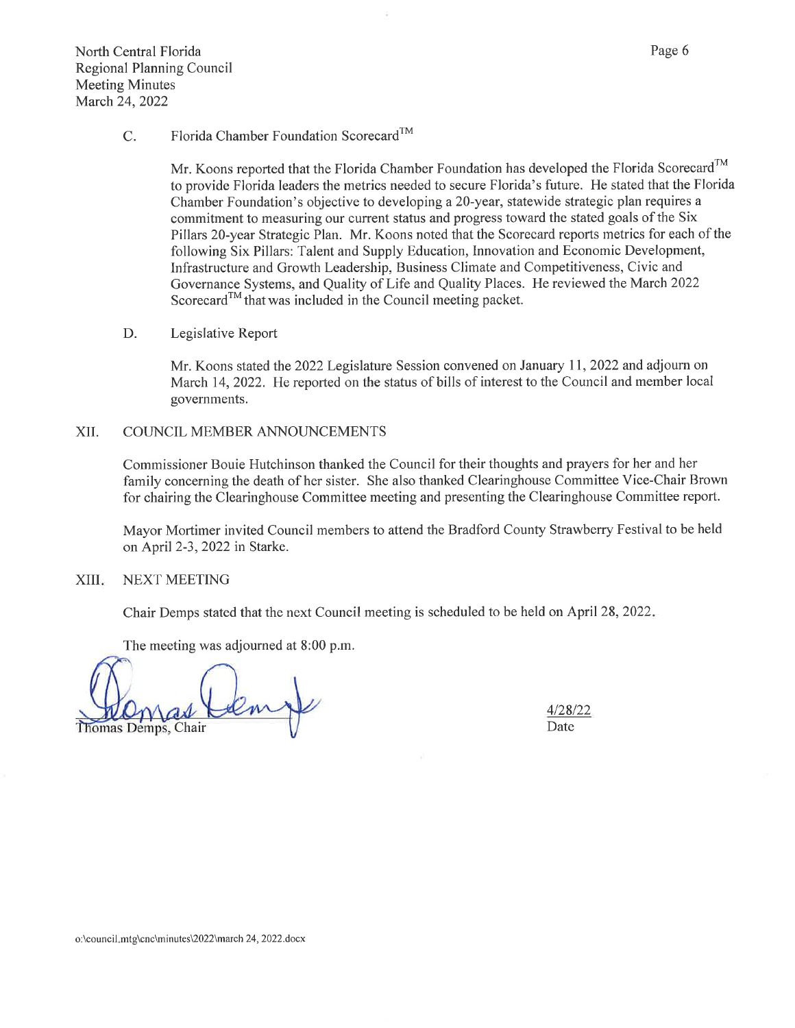C. Florida Chamber Foundation Scorecard™

Mr. Koons reported that the Florida Chamber Foundation has developed the Florida Scorecard™ to provide Florida leaders the metrics needed to secure Florida's future. He stated that the Florida Chamber Foundation's objective to developing a 20-year, statewide strategic plan requires a commitment to measuring our current status and progress toward the stated goals of the Six Pillars 20-year Strategic Plan. Mr. Koons noted that the Scorecard reports metrics for each of the following Six Pillars: Talent and Supply Education, Innovation and Economic Development, Infrastructure and Growth Leadership, Business Climate and Competitiveness, Civic and Governance Systems, and Quality of Life and Quality Places. He reviewed the March 2022 Scorecard™ that was included in the Council meeting packet.

D. Legislative Report

Mr. Koons stated the 2022 Legislature Session convened on January 11, 2022 and adjourn on March 14, 2022. He reported on the status of bills of interest to the Council and member local governments.

## XII. COUNCIL MEMBER ANNOUNCEMENTS

Commissioner Bouie Hutchinson thanked the Council for their thoughts and prayers for her and her family concerning the death of her sister. She also thanked Clearinghouse Committee Vice-Chair Brown for chairing the Clearinghouse Committee meeting and presenting the Clearinghouse Committee report.

Mayor Mortimer invited Council members to attend the Bradford County Strawberry Festival to be held on April 2-3, 2022 in Starke.

## XIII. NEXT MEETING

Chair Demps stated that the next Council meeting is scheduled to be held on April 28, 2022.

The meeting was adjourned at 8:00 p.m.

Thomas Demps, Chair

4/28/22
Date

o:\council.mtg\cnc\minutes\2022\march 24, 2022.docx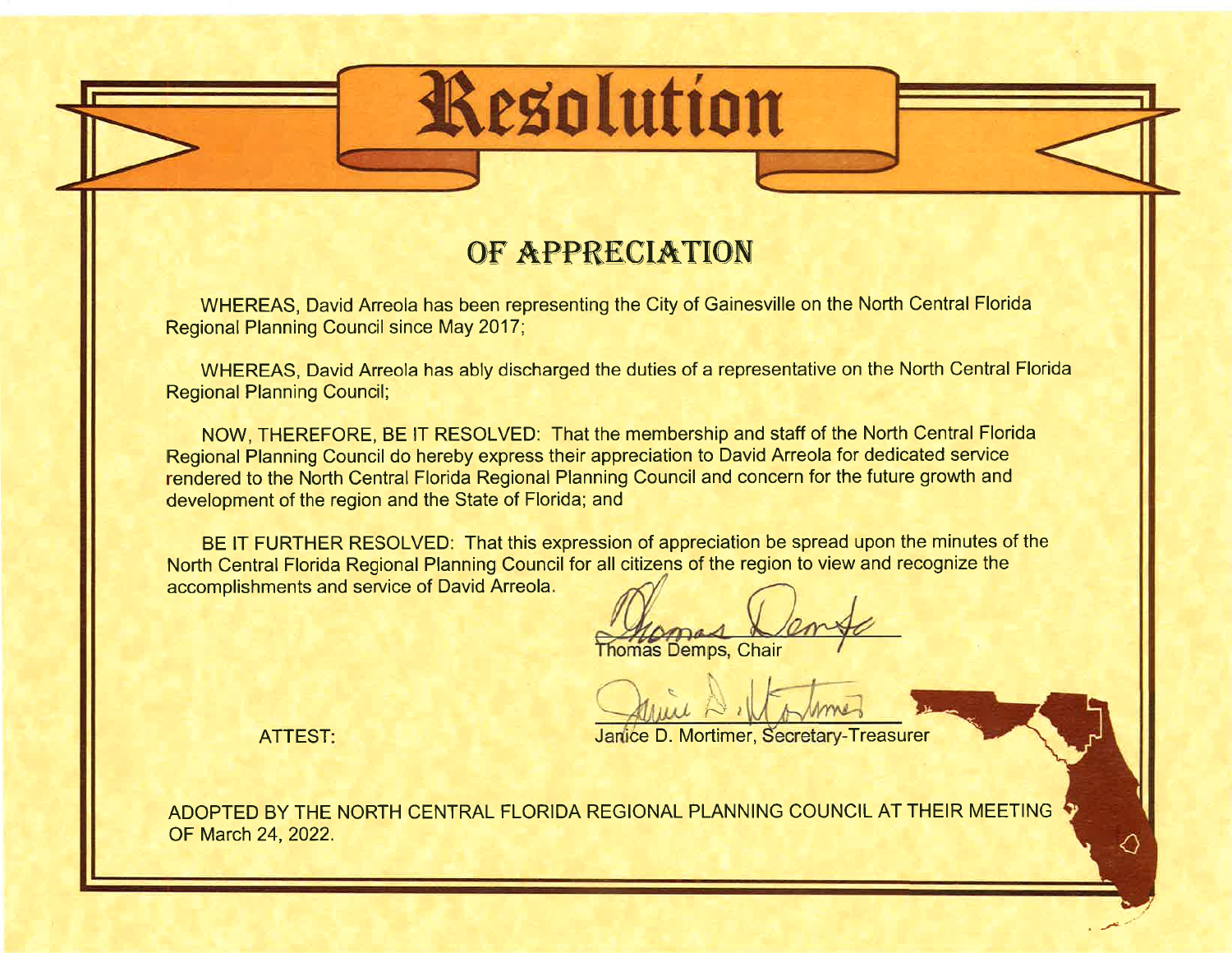# Resolution

## OF APPRECIATION

WHEREAS, David Arreola has been representing the City of Gainesville on the North Central Florida Regional Planning Council since May 2017;

WHEREAS, David Arreola has ably discharged the duties of a representative on the North Central Florida Regional Planning Council;

NOW, THEREFORE, BE IT RESOLVED: That the membership and staff of the North Central Florida Regional Planning Council do hereby express their appreciation to David Arreola for dedicated service rendered to the North Central Florida Regional Planning Council and concern for the future growth and development of the region and the State of Florida; and

BE IT FURTHER RESOLVED: That this expression of appreciation be spread upon the minutes of the North Central Florida Regional Planning Council for all citizens of the region to view and recognize the accomplishments and service of David Arreola.

Thomas Demps, Chair

ATTEST:

Janice D. Mortimer, Secretary-Treasurer

ADOPTED BY THE NORTH CENTRAL FLORIDA REGIONAL PLANNING COUNCIL AT THEIR MEETING OF March 24, 2022.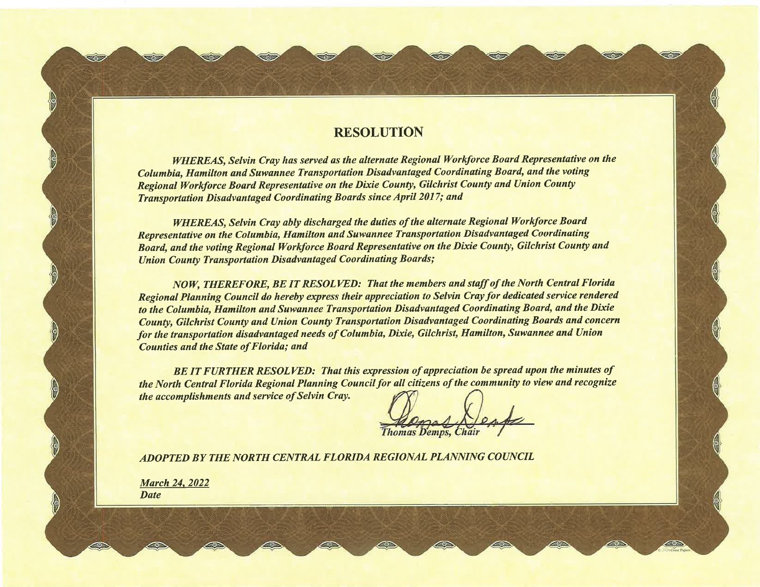# RESOLUTION

*WHEREAS, Selvin Cray has served as the alternate Regional Workforce Board Representative on the Columbia, Hamilton and Suwannee Transportation Disadvantaged Coordinating Board, and the voting Regional Workforce Board Representative on the Dixie County, Gilchrist County and Union County Transportation Disadvantaged Coordinating Boards since April 2017; and*

*WHEREAS, Selvin Cray ably discharged the duties of the alternate Regional Workforce Board Representative on the Columbia, Hamilton and Suwannee Transportation Disadvantaged Coordinating Board, and the voting Regional Workforce Board Representative on the Dixie County, Gilchrist County and Union County Transportation Disadvantaged Coordinating Boards;*

*NOW, THEREFORE, BE IT RESOLVED: That the members and staff of the North Central Florida Regional Planning Council do hereby express their appreciation to Selvin Cray for dedicated service rendered to the Columbia, Hamilton and Suwannee Transportation Disadvantaged Coordinating Board, and the Dixie County, Gilchrist County and Union County Transportation Disadvantaged Coordinating Boards and concern for the transportation disadvantaged needs of Columbia, Dixie, Gilchrist, Hamilton, Suwannee and Union Counties and the State of Florida; and*

*BE IT FURTHER RESOLVED: That this expression of appreciation be spread upon the minutes of the North Central Florida Regional Planning Council for all citizens of the community to view and recognize the accomplishments and service of Selvin Cray.*

*Thomas Demps, Chair*

*ADOPTED BY THE NORTH CENTRAL FLORIDA REGIONAL PLANNING COUNCIL*

*March 24, 2022*
*Date*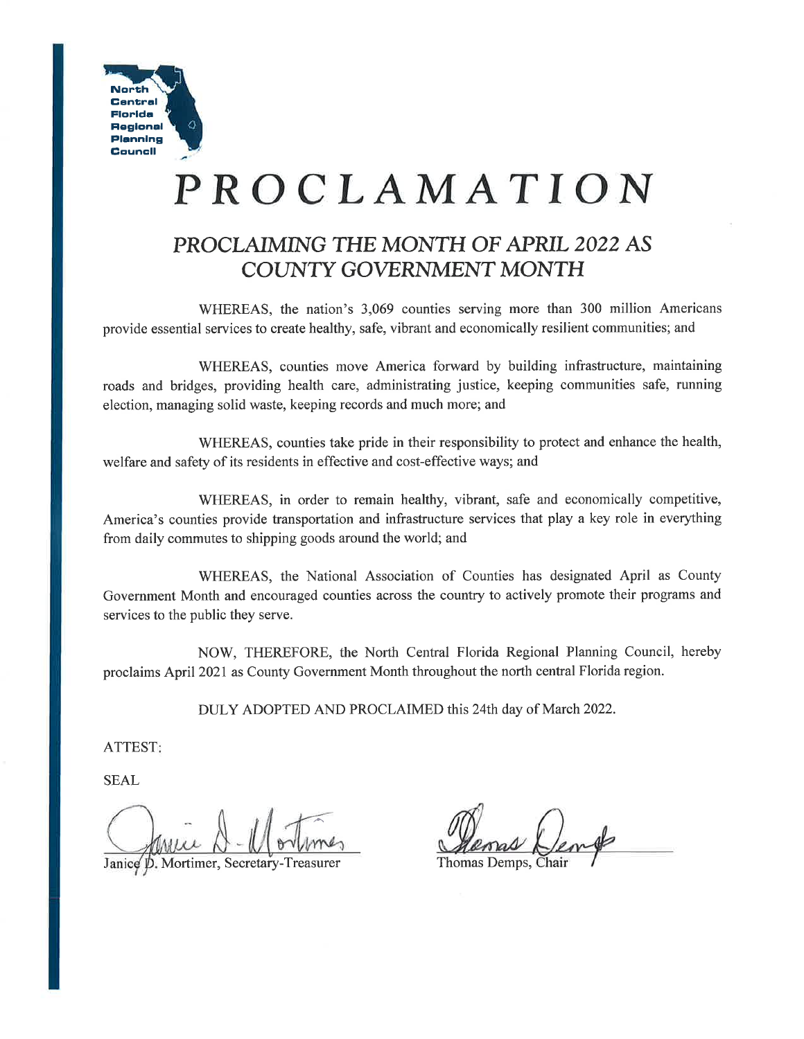North Central Florida Regional Planning Council

# PROCLAMATION

## *PROCLAIMING THE MONTH OF APRIL 2022 AS COUNTY GOVERNMENT MONTH*

WHEREAS, the nation's 3,069 counties serving more than 300 million Americans provide essential services to create healthy, safe, vibrant and economically resilient communities; and

WHEREAS, counties move America forward by building infrastructure, maintaining roads and bridges, providing health care, administrating justice, keeping communities safe, running election, managing solid waste, keeping records and much more; and

WHEREAS, counties take pride in their responsibility to protect and enhance the health, welfare and safety of its residents in effective and cost-effective ways; and

WHEREAS, in order to remain healthy, vibrant, safe and economically competitive, America's counties provide transportation and infrastructure services that play a key role in everything from daily commutes to shipping goods around the world; and

WHEREAS, the National Association of Counties has designated April as County Government Month and encouraged counties across the country to actively promote their programs and services to the public they serve.

NOW, THEREFORE, the North Central Florida Regional Planning Council, hereby proclaims April 2021 as County Government Month throughout the north central Florida region.

DULY ADOPTED AND PROCLAIMED this 24th day of March 2022.

ATTEST:

SEAL

Janice D. Mortimer, Secretary-Treasurer

Thomas Demps, Chair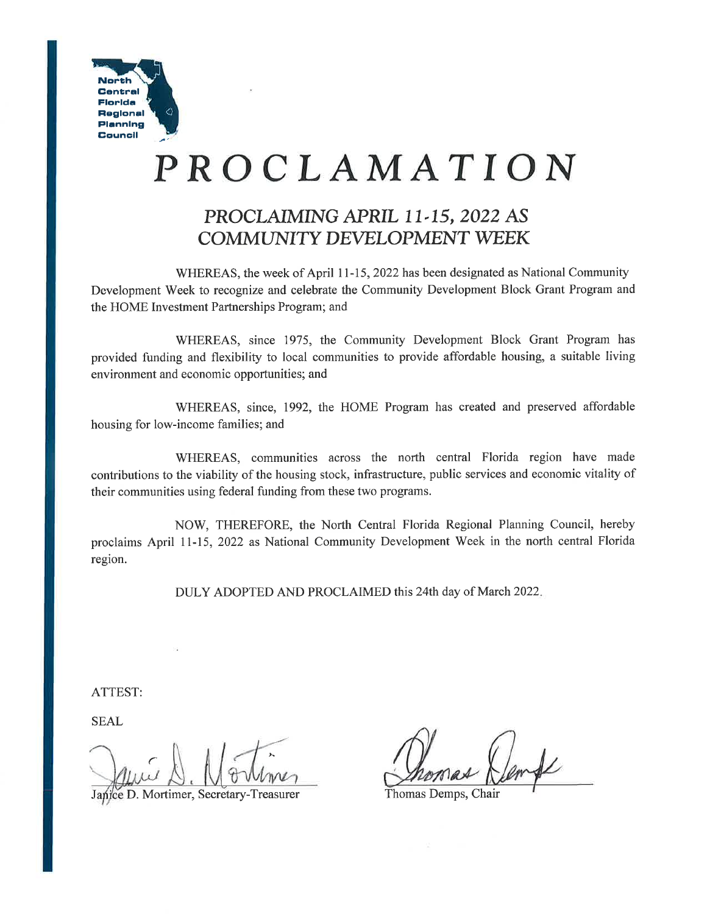North Central Florida Regional Planning Council

# PROCLAMATION

## *PROCLAIMING APRIL 11-15, 2022 AS COMMUNITY DEVELOPMENT WEEK*

WHEREAS, the week of April 11-15, 2022 has been designated as National Community Development Week to recognize and celebrate the Community Development Block Grant Program and the HOME Investment Partnerships Program; and

WHEREAS, since 1975, the Community Development Block Grant Program has provided funding and flexibility to local communities to provide affordable housing, a suitable living environment and economic opportunities; and

WHEREAS, since, 1992, the HOME Program has created and preserved affordable housing for low-income families; and

WHEREAS, communities across the north central Florida region have made contributions to the viability of the housing stock, infrastructure, public services and economic vitality of their communities using federal funding from these two programs.

NOW, THEREFORE, the North Central Florida Regional Planning Council, hereby proclaims April 11-15, 2022 as National Community Development Week in the north central Florida region.

DULY ADOPTED AND PROCLAIMED this 24th day of March 2022.

ATTEST:

SEAL

Janice D. Mortimer, Secretary-Treasurer

Thomas Demps, Chair